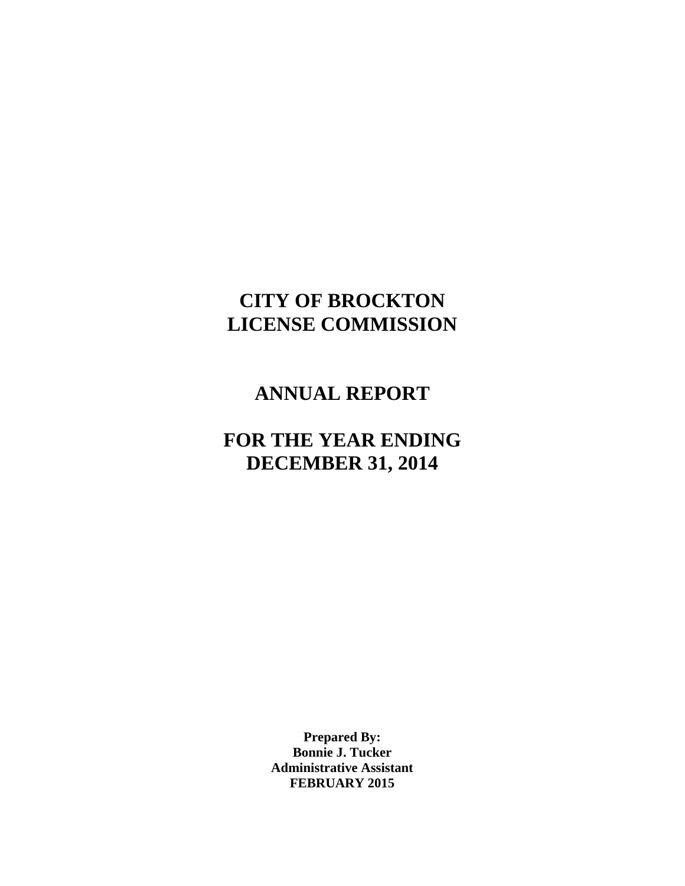# CITY OF BROCKTON
# LICENSE COMMISSION

## ANNUAL REPORT

## FOR THE YEAR ENDING
## DECEMBER 31, 2014

**Prepared By:**
**Bonnie J. Tucker**
**Administrative Assistant**
**FEBRUARY 2015**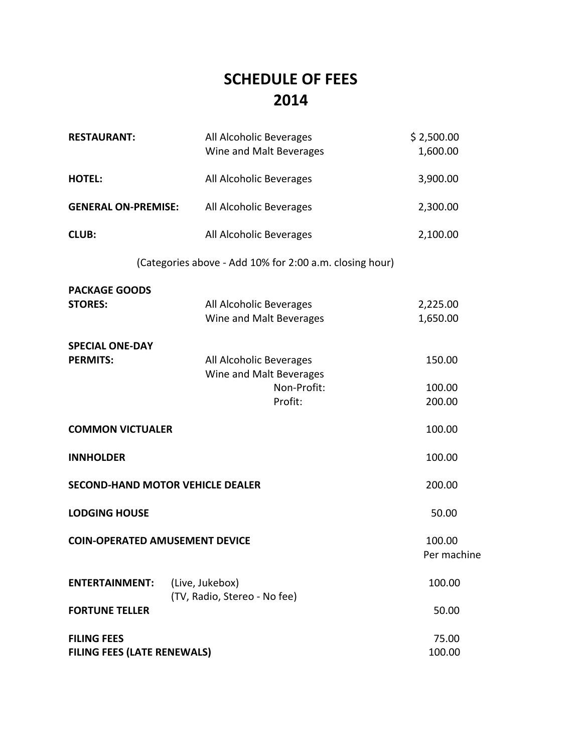# SCHEDULE OF FEES
# 2014

| | | |
|---|---|---|
| **RESTAURANT:** | All Alcoholic Beverages | $ 2,500.00 |
| | Wine and Malt Beverages | 1,600.00 |
| **HOTEL:** | All Alcoholic Beverages | 3,900.00 |
| **GENERAL ON-PREMISE:** | All Alcoholic Beverages | 2,300.00 |
| **CLUB:** | All Alcoholic Beverages | 2,100.00 |

(Categories above - Add 10% for 2:00 a.m. closing hour)

| | | |
|---|---|---|
| **PACKAGE GOODS STORES:** | All Alcoholic Beverages | 2,225.00 |
| | Wine and Malt Beverages | 1,650.00 |
| **SPECIAL ONE-DAY PERMITS:** | All Alcoholic Beverages | 150.00 |
| | Wine and Malt Beverages | |
| | Non-Profit: | 100.00 |
| | Profit: | 200.00 |
| **COMMON VICTUALER** | | 100.00 |
| **INNHOLDER** | | 100.00 |
| **SECOND-HAND MOTOR VEHICLE DEALER** | | 200.00 |
| **LODGING HOUSE** | | 50.00 |
| **COIN-OPERATED AMUSEMENT DEVICE** | | 100.00 Per machine |
| **ENTERTAINMENT:** | (Live, Jukebox) | 100.00 |
| | (TV, Radio, Stereo - No fee) | |
| **FORTUNE TELLER** | | 50.00 |
| **FILING FEES** | | 75.00 |
| **FILING FEES (LATE RENEWALS)** | | 100.00 |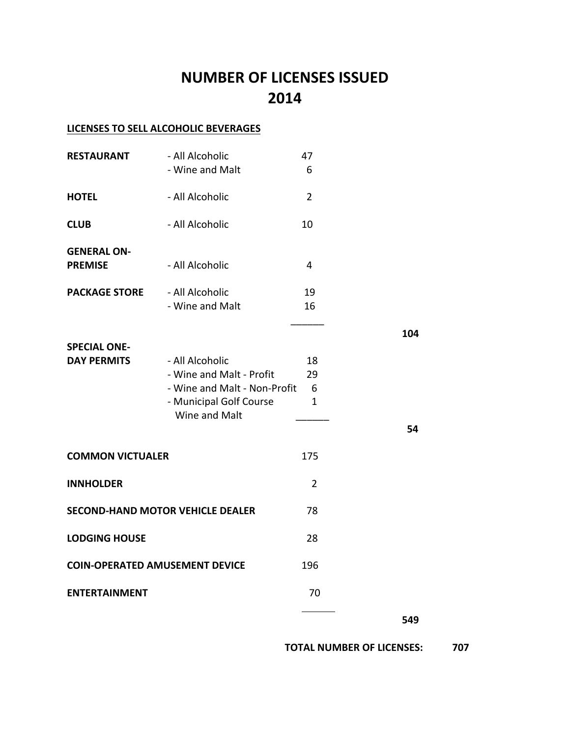# NUMBER OF LICENSES ISSUED
# 2014

**LICENSES TO SELL ALCOHOLIC BEVERAGES**

| Category | Type | Number | Subtotal |
|---|---|---|---|
| **RESTAURANT** | - All Alcoholic | 47 | |
| | - Wine and Malt | 6 | |
| **HOTEL** | - All Alcoholic | 2 | |
| **CLUB** | - All Alcoholic | 10 | |
| **GENERAL ON-PREMISE** | - All Alcoholic | 4 | |
| **PACKAGE STORE** | - All Alcoholic | 19 | |
| | - Wine and Malt | 16 | |
| | | | **104** |
| **SPECIAL ONE-DAY PERMITS** | - All Alcoholic | 18 | |
| | - Wine and Malt - Profit | 29 | |
| | - Wine and Malt - Non-Profit | 6 | |
| | - Municipal Golf Course Wine and Malt | 1 | |
| | | | **54** |
| **COMMON VICTUALER** | | 175 | |
| **INNHOLDER** | | 2 | |
| **SECOND-HAND MOTOR VEHICLE DEALER** | | 78 | |
| **LODGING HOUSE** | | 28 | |
| **COIN-OPERATED AMUSEMENT DEVICE** | | 196 | |
| **ENTERTAINMENT** | | 70 | |
| | | | **549** |

**TOTAL NUMBER OF LICENSES: 707**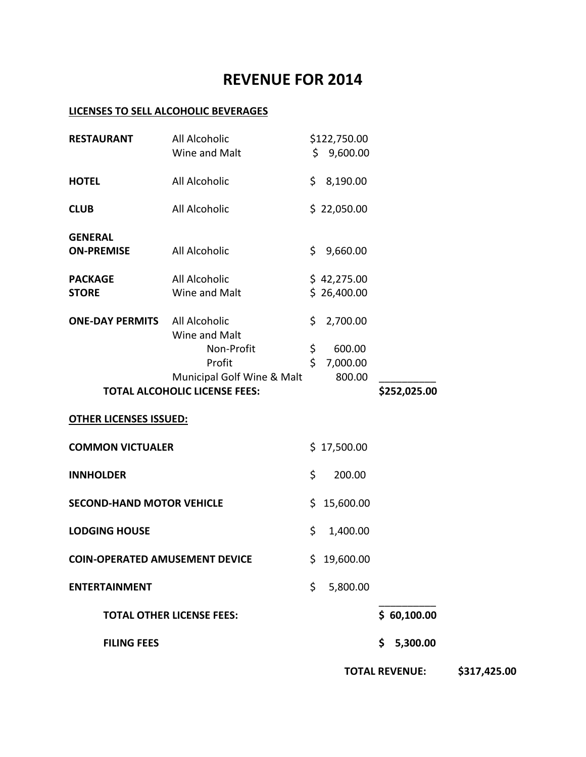# REVENUE FOR 2014

**LICENSES TO SELL ALCOHOLIC BEVERAGES**

| | | | |
|---|---|---|---|
| **RESTAURANT** | All Alcoholic | $122,750.00 | |
| | Wine and Malt | $ 9,600.00 | |
| **HOTEL** | All Alcoholic | $ 8,190.00 | |
| **CLUB** | All Alcoholic | $ 22,050.00 | |
| **GENERAL ON-PREMISE** | All Alcoholic | $ 9,660.00 | |
| **PACKAGE STORE** | All Alcoholic | $ 42,275.00 | |
| | Wine and Malt | $ 26,400.00 | |
| **ONE-DAY PERMITS** | All Alcoholic | $ 2,700.00 | |
| | Wine and Malt | | |
| | Non-Profit | $ 600.00 | |
| | Profit | $ 7,000.00 | |
| | Municipal Golf Wine & Malt | 800.00 | |
| **TOTAL ALCOHOLIC LICENSE FEES:** | | | **$252,025.00** |

**OTHER LICENSES ISSUED:**

| | | |
|---|---|---|
| **COMMON VICTUALER** | $ 17,500.00 | |
| **INNHOLDER** | $ 200.00 | |
| **SECOND-HAND MOTOR VEHICLE** | $ 15,600.00 | |
| **LODGING HOUSE** | $ 1,400.00 | |
| **COIN-OPERATED AMUSEMENT DEVICE** | $ 19,600.00 | |
| **ENTERTAINMENT** | $ 5,800.00 | |
| **TOTAL OTHER LICENSE FEES:** | | **$ 60,100.00** |
| **FILING FEES** | | **$ 5,300.00** |

**TOTAL REVENUE: $317,425.00**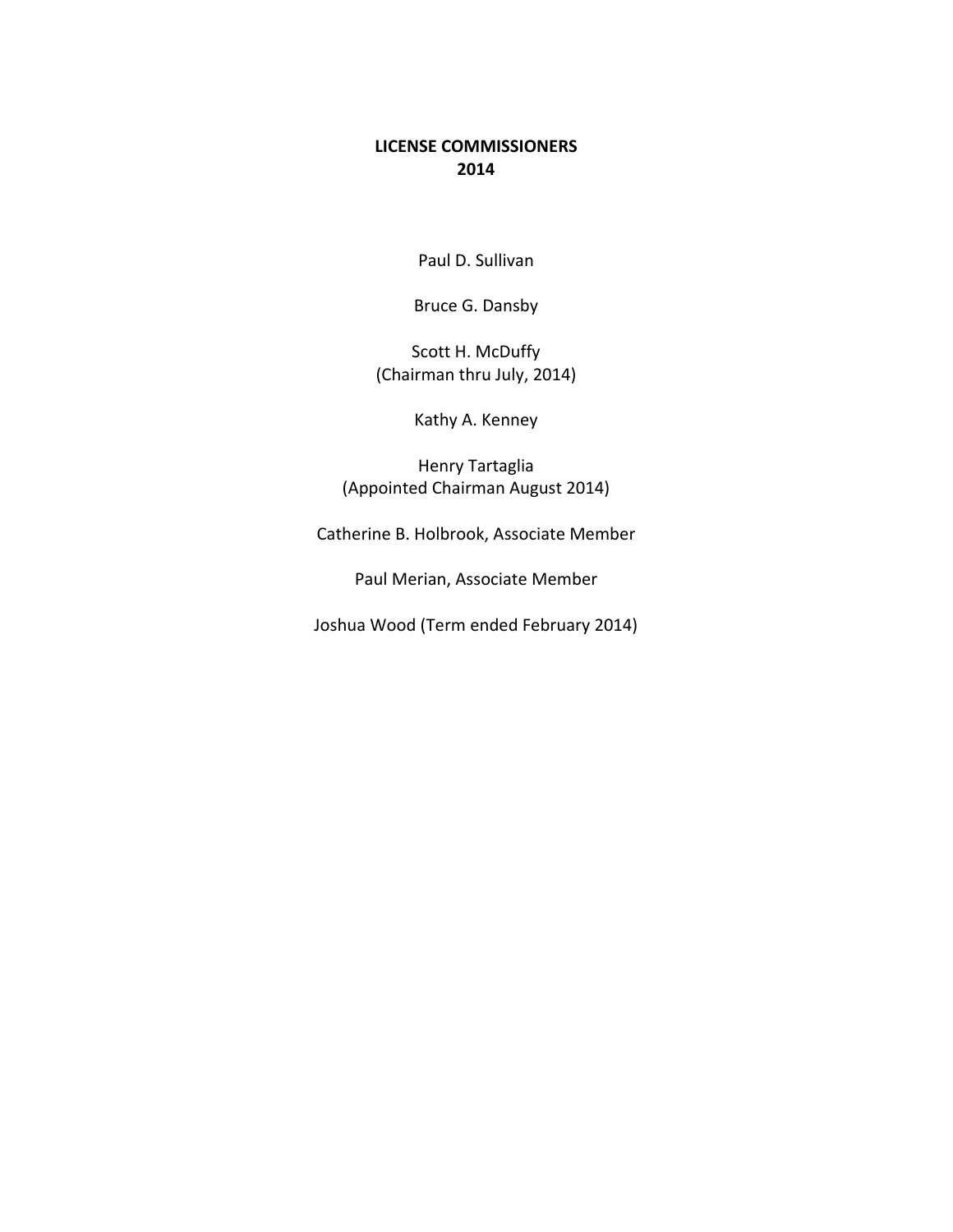# LICENSE COMMISSIONERS
# 2014

Paul D. Sullivan

Bruce G. Dansby

Scott H. McDuffy
(Chairman thru July, 2014)

Kathy A. Kenney

Henry Tartaglia
(Appointed Chairman August 2014)

Catherine B. Holbrook, Associate Member

Paul Merian, Associate Member

Joshua Wood (Term ended February 2014)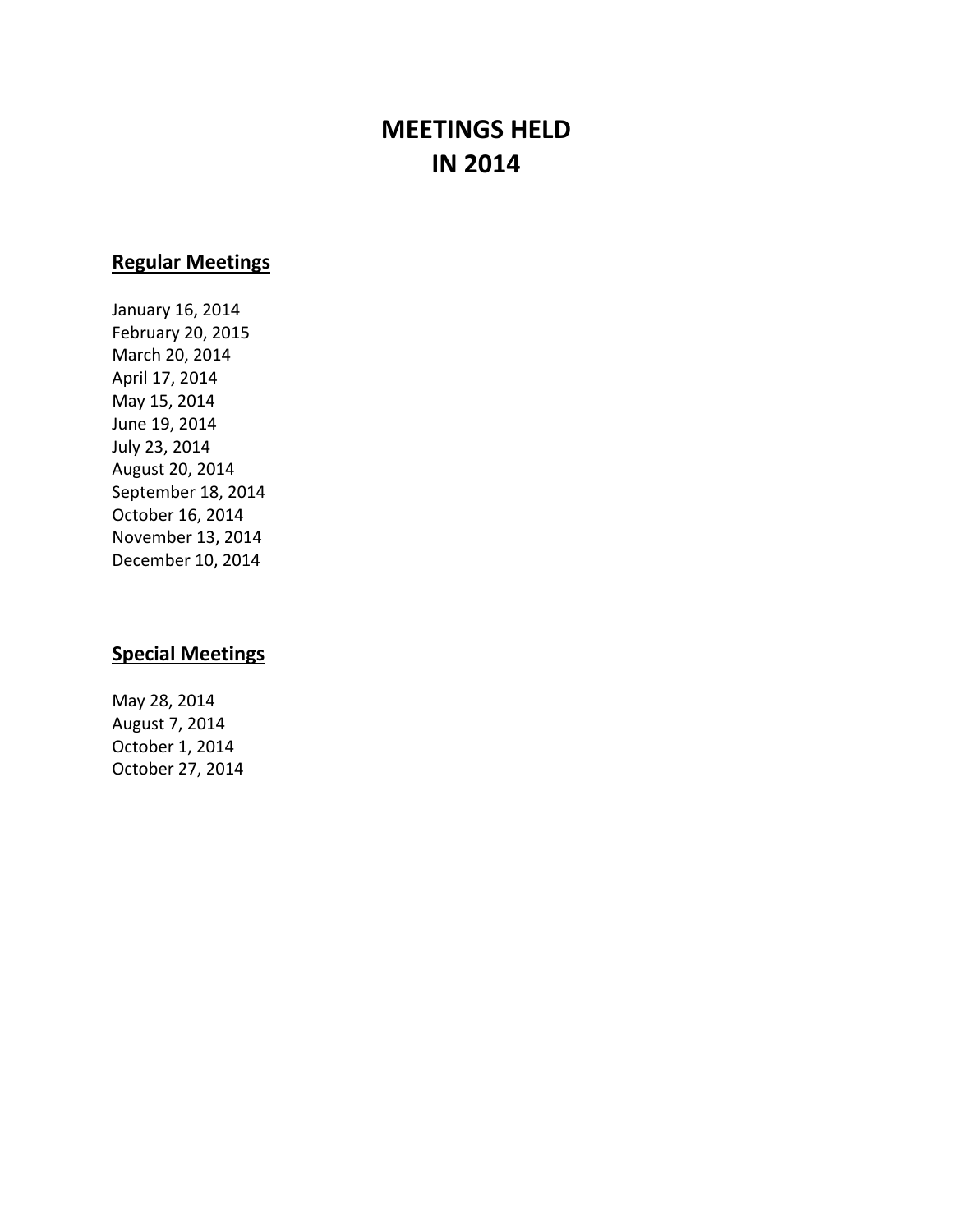# MEETINGS HELD IN 2014

## Regular Meetings

January 16, 2014
February 20, 2015
March 20, 2014
April 17, 2014
May 15, 2014
June 19, 2014
July 23, 2014
August 20, 2014
September 18, 2014
October 16, 2014
November 13, 2014
December 10, 2014

## Special Meetings

May 28, 2014
August 7, 2014
October 1, 2014
October 27, 2014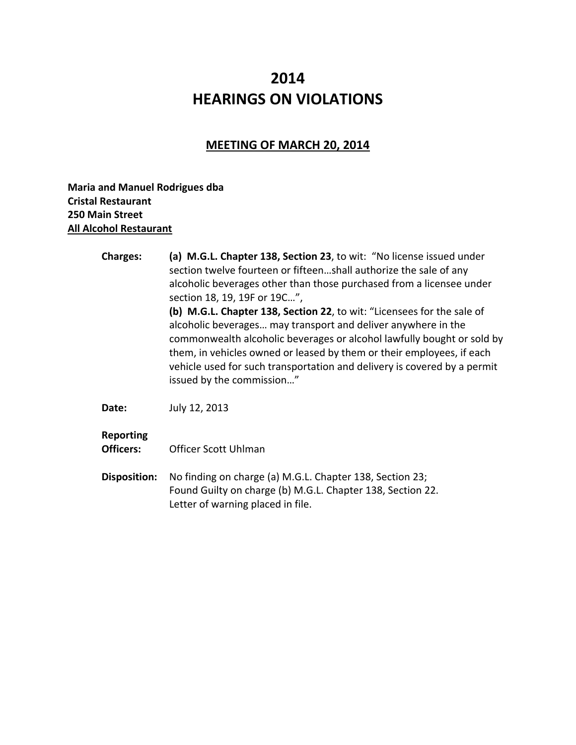# 2014
# HEARINGS ON VIOLATIONS

## MEETING OF MARCH 20, 2014

**Maria and Manuel Rodrigues dba**
**Cristal Restaurant**
**250 Main Street**
**All Alcohol Restaurant**

**Charges:** **(a) M.G.L. Chapter 138, Section 23**, to wit: "No license issued under section twelve fourteen or fifteen…shall authorize the sale of any alcoholic beverages other than those purchased from a licensee under section 18, 19, 19F or 19C…",
**(b) M.G.L. Chapter 138, Section 22**, to wit: "Licensees for the sale of alcoholic beverages… may transport and deliver anywhere in the commonwealth alcoholic beverages or alcohol lawfully bought or sold by them, in vehicles owned or leased by them or their employees, if each vehicle used for such transportation and delivery is covered by a permit issued by the commission…"

**Date:** July 12, 2013

**Reporting Officers:** Officer Scott Uhlman

**Disposition:** No finding on charge (a) M.G.L. Chapter 138, Section 23;
Found Guilty on charge (b) M.G.L. Chapter 138, Section 22.
Letter of warning placed in file.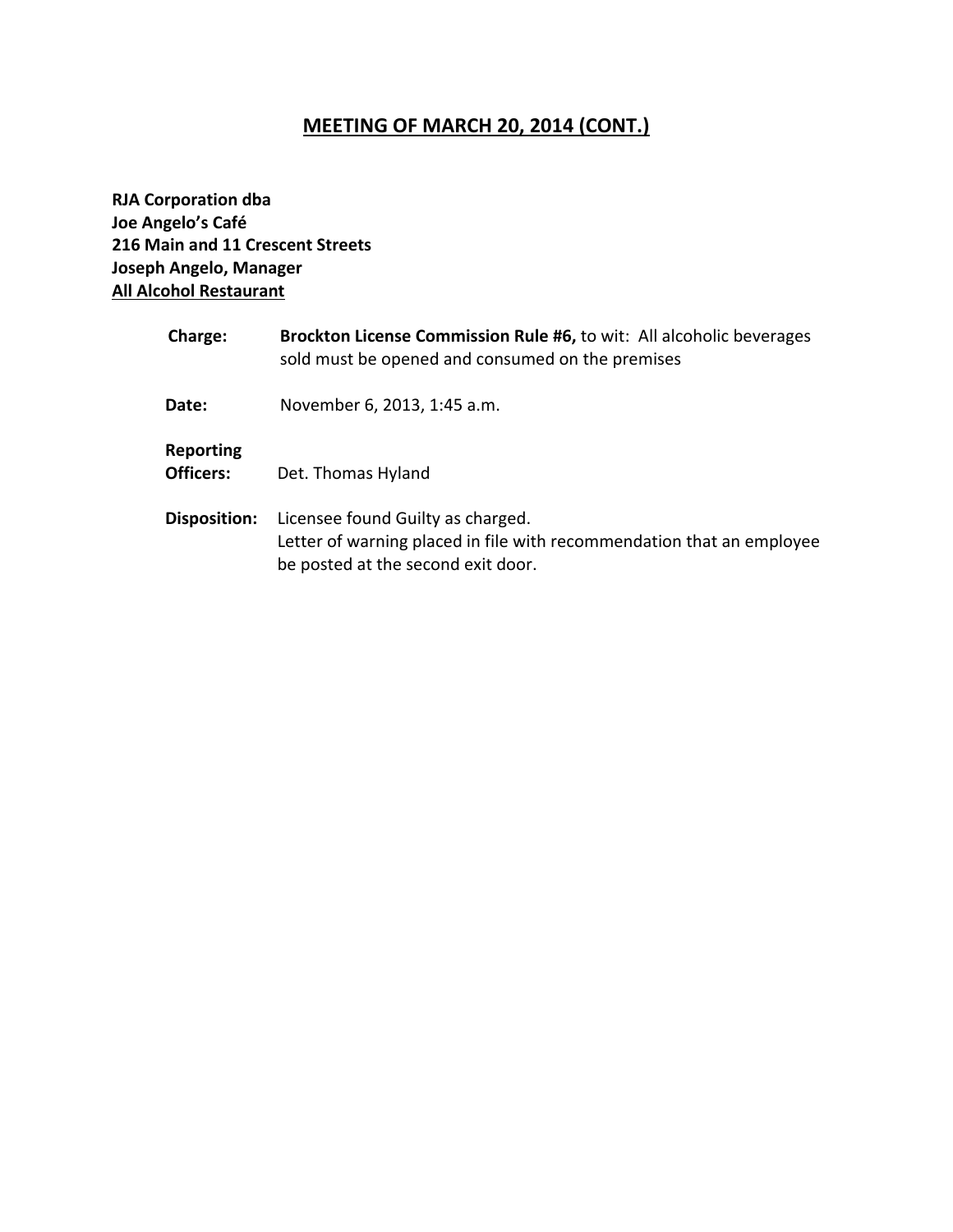## MEETING OF MARCH 20, 2014 (CONT.)

**RJA Corporation dba**
**Joe Angelo's Café**
**216 Main and 11 Crescent Streets**
**Joseph Angelo, Manager**
**All Alcohol Restaurant**

**Charge:** **Brockton License Commission Rule #6,** to wit: All alcoholic beverages sold must be opened and consumed on the premises

**Date:** November 6, 2013, 1:45 a.m.

**Reporting Officers:** Det. Thomas Hyland

**Disposition:** Licensee found Guilty as charged.
Letter of warning placed in file with recommendation that an employee be posted at the second exit door.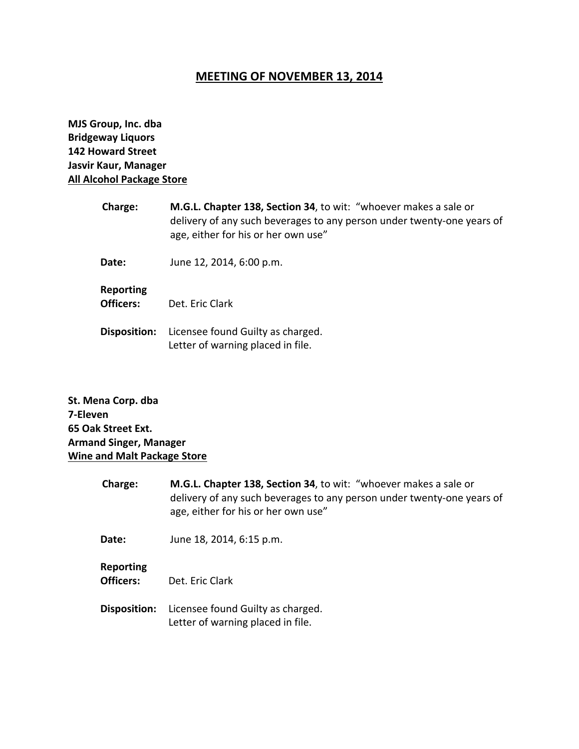# MEETING OF NOVEMBER 13, 2014

**MJS Group, Inc. dba**
**Bridgeway Liquors**
**142 Howard Street**
**Jasvir Kaur, Manager**
**All Alcohol Package Store**

**Charge:** **M.G.L. Chapter 138, Section 34**, to wit: "whoever makes a sale or delivery of any such beverages to any person under twenty-one years of age, either for his or her own use"

**Date:** June 12, 2014, 6:00 p.m.

**Reporting Officers:** Det. Eric Clark

**Disposition:** Licensee found Guilty as charged.
Letter of warning placed in file.

**St. Mena Corp. dba**
**7-Eleven**
**65 Oak Street Ext.**
**Armand Singer, Manager**
**Wine and Malt Package Store**

**Charge:** **M.G.L. Chapter 138, Section 34**, to wit: "whoever makes a sale or delivery of any such beverages to any person under twenty-one years of age, either for his or her own use"

**Date:** June 18, 2014, 6:15 p.m.

**Reporting Officers:** Det. Eric Clark

**Disposition:** Licensee found Guilty as charged.
Letter of warning placed in file.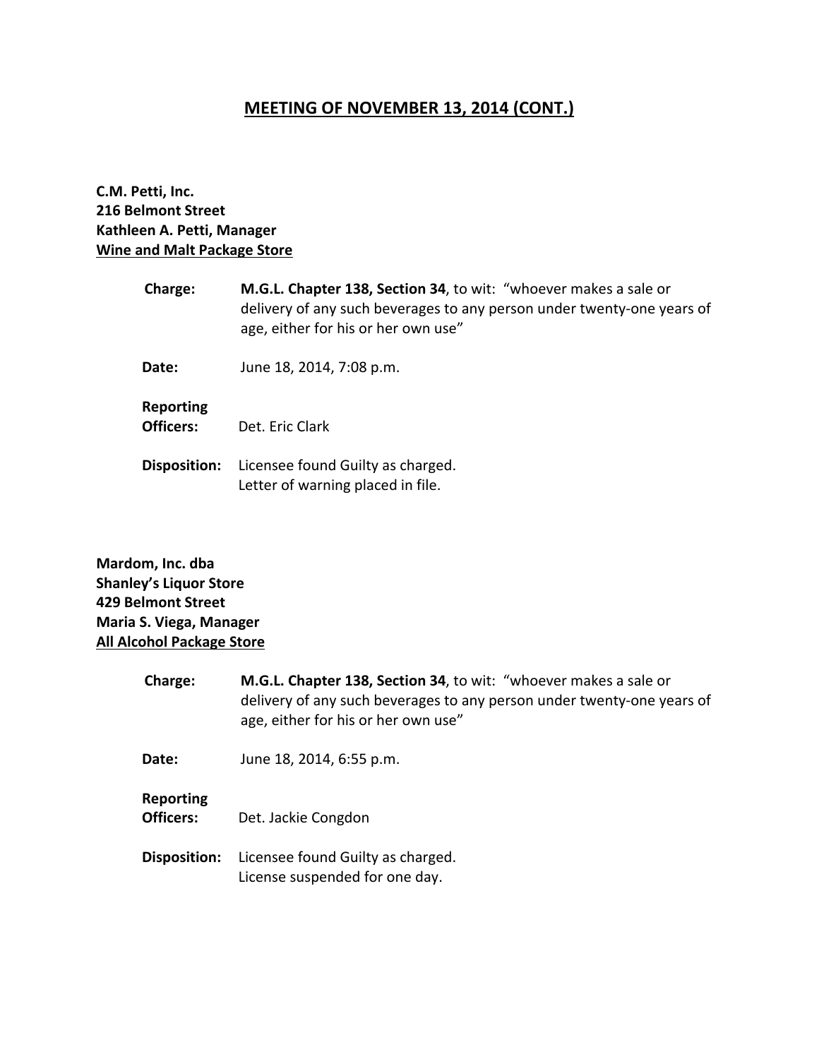## MEETING OF NOVEMBER 13, 2014 (CONT.)

**C.M. Petti, Inc.**
**216 Belmont Street**
**Kathleen A. Petti, Manager**
**Wine and Malt Package Store**

**Charge:** **M.G.L. Chapter 138, Section 34**, to wit: "whoever makes a sale or delivery of any such beverages to any person under twenty-one years of age, either for his or her own use"

**Date:** June 18, 2014, 7:08 p.m.

**Reporting Officers:** Det. Eric Clark

**Disposition:** Licensee found Guilty as charged.
Letter of warning placed in file.

**Mardom, Inc. dba**
**Shanley's Liquor Store**
**429 Belmont Street**
**Maria S. Viega, Manager**
**All Alcohol Package Store**

**Charge:** **M.G.L. Chapter 138, Section 34**, to wit: "whoever makes a sale or delivery of any such beverages to any person under twenty-one years of age, either for his or her own use"

**Date:** June 18, 2014, 6:55 p.m.

**Reporting Officers:** Det. Jackie Congdon

**Disposition:** Licensee found Guilty as charged.
License suspended for one day.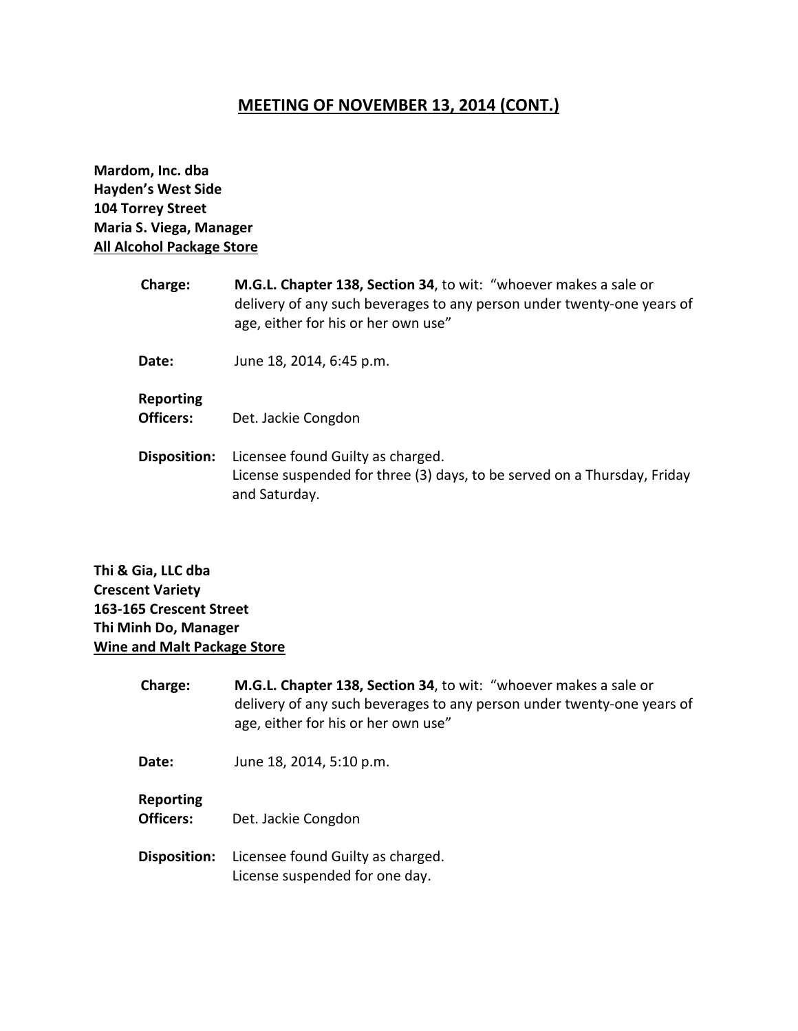# MEETING OF NOVEMBER 13, 2014 (CONT.)

**Mardom, Inc. dba**
**Hayden's West Side**
**104 Torrey Street**
**Maria S. Viega, Manager**
**<u>All Alcohol Package Store</u>**

**Charge:** **M.G.L. Chapter 138, Section 34**, to wit: "whoever makes a sale or delivery of any such beverages to any person under twenty-one years of age, either for his or her own use"

**Date:** June 18, 2014, 6:45 p.m.

**Reporting Officers:** Det. Jackie Congdon

**Disposition:** Licensee found Guilty as charged.
License suspended for three (3) days, to be served on a Thursday, Friday and Saturday.

**Thi & Gia, LLC dba**
**Crescent Variety**
**163-165 Crescent Street**
**Thi Minh Do, Manager**
**<u>Wine and Malt Package Store</u>**

**Charge:** **M.G.L. Chapter 138, Section 34**, to wit: "whoever makes a sale or delivery of any such beverages to any person under twenty-one years of age, either for his or her own use"

**Date:** June 18, 2014, 5:10 p.m.

**Reporting Officers:** Det. Jackie Congdon

**Disposition:** Licensee found Guilty as charged.
License suspended for one day.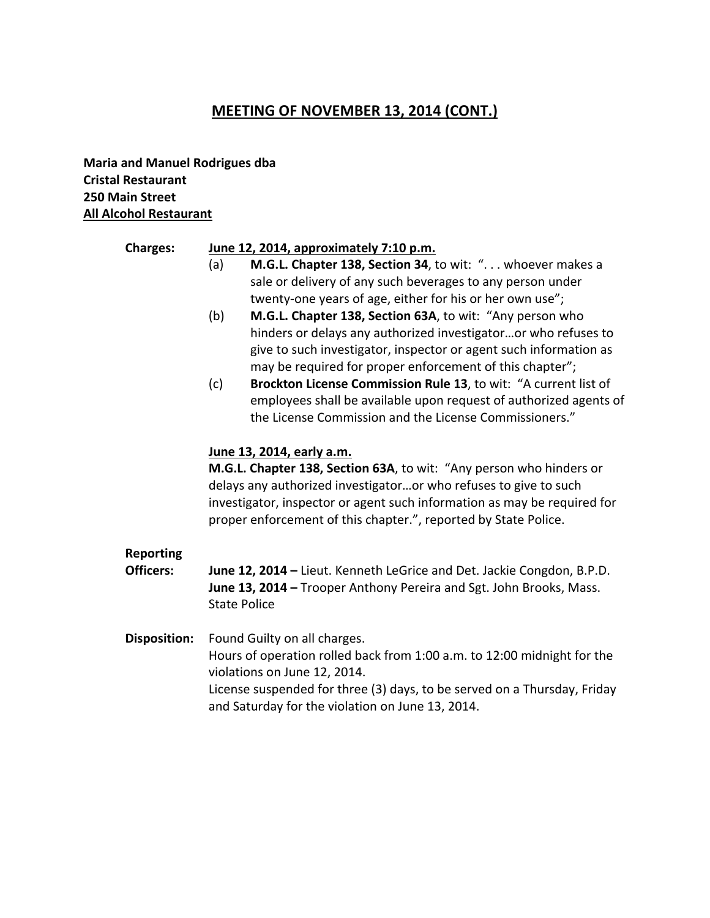## MEETING OF NOVEMBER 13, 2014 (CONT.)

**Maria and Manuel Rodrigues dba**
**Cristal Restaurant**
**250 Main Street**
**All Alcohol Restaurant**

**Charges:** **June 12, 2014, approximately 7:10 p.m.**

(a) **M.G.L. Chapter 138, Section 34**, to wit: ". . . whoever makes a sale or delivery of any such beverages to any person under twenty-one years of age, either for his or her own use";

(b) **M.G.L. Chapter 138, Section 63A**, to wit: "Any person who hinders or delays any authorized investigator…or who refuses to give to such investigator, inspector or agent such information as may be required for proper enforcement of this chapter";

(c) **Brockton License Commission Rule 13**, to wit: "A current list of employees shall be available upon request of authorized agents of the License Commission and the License Commissioners."

**June 13, 2014, early a.m.**

**M.G.L. Chapter 138, Section 63A**, to wit: "Any person who hinders or delays any authorized investigator…or who refuses to give to such investigator, inspector or agent such information as may be required for proper enforcement of this chapter.", reported by State Police.

**Reporting Officers:**
**June 12, 2014 –** Lieut. Kenneth LeGrice and Det. Jackie Congdon, B.P.D.
**June 13, 2014 –** Trooper Anthony Pereira and Sgt. John Brooks, Mass. State Police

**Disposition:** Found Guilty on all charges.
Hours of operation rolled back from 1:00 a.m. to 12:00 midnight for the violations on June 12, 2014.
License suspended for three (3) days, to be served on a Thursday, Friday and Saturday for the violation on June 13, 2014.